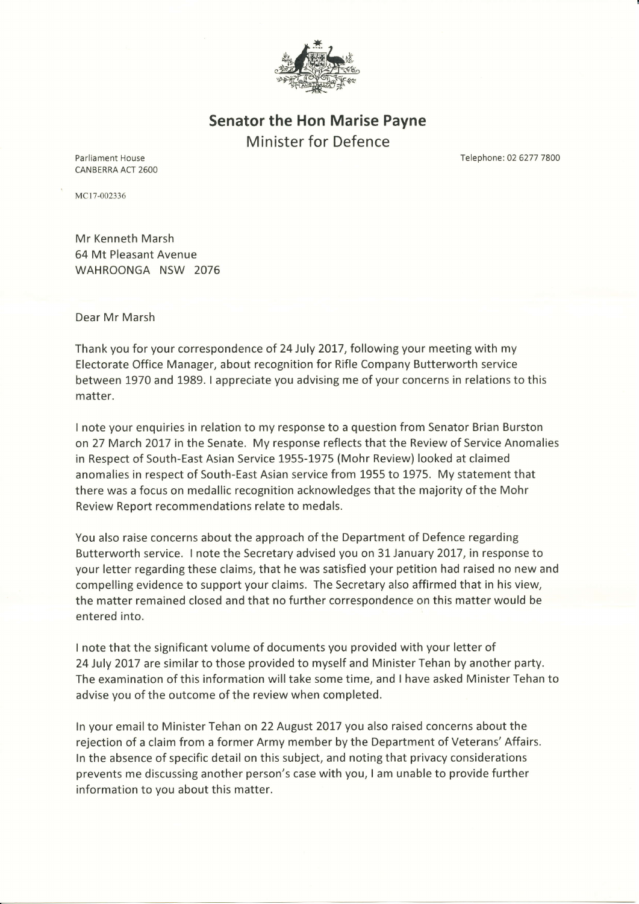**Senator the Hon Marise Payne**
Minister for Defence

Parliament House
CANBERRA ACT 2600

Telephone: 02 6277 7800

MC17-002336

Mr Kenneth Marsh
64 Mt Pleasant Avenue
WAHROONGA NSW 2076

Dear Mr Marsh

Thank you for your correspondence of 24 July 2017, following your meeting with my Electorate Office Manager, about recognition for Rifle Company Butterworth service between 1970 and 1989. I appreciate you advising me of your concerns in relations to this matter.

I note your enquiries in relation to my response to a question from Senator Brian Burston on 27 March 2017 in the Senate. My response reflects that the Review of Service Anomalies in Respect of South-East Asian Service 1955-1975 (Mohr Review) looked at claimed anomalies in respect of South-East Asian service from 1955 to 1975. My statement that there was a focus on medallic recognition acknowledges that the majority of the Mohr Review Report recommendations relate to medals.

You also raise concerns about the approach of the Department of Defence regarding Butterworth service. I note the Secretary advised you on 31 January 2017, in response to your letter regarding these claims, that he was satisfied your petition had raised no new and compelling evidence to support your claims. The Secretary also affirmed that in his view, the matter remained closed and that no further correspondence on this matter would be entered into.

I note that the significant volume of documents you provided with your letter of 24 July 2017 are similar to those provided to myself and Minister Tehan by another party. The examination of this information will take some time, and I have asked Minister Tehan to advise you of the outcome of the review when completed.

In your email to Minister Tehan on 22 August 2017 you also raised concerns about the rejection of a claim from a former Army member by the Department of Veterans' Affairs. In the absence of specific detail on this subject, and noting that privacy considerations prevents me discussing another person's case with you, I am unable to provide further information to you about this matter.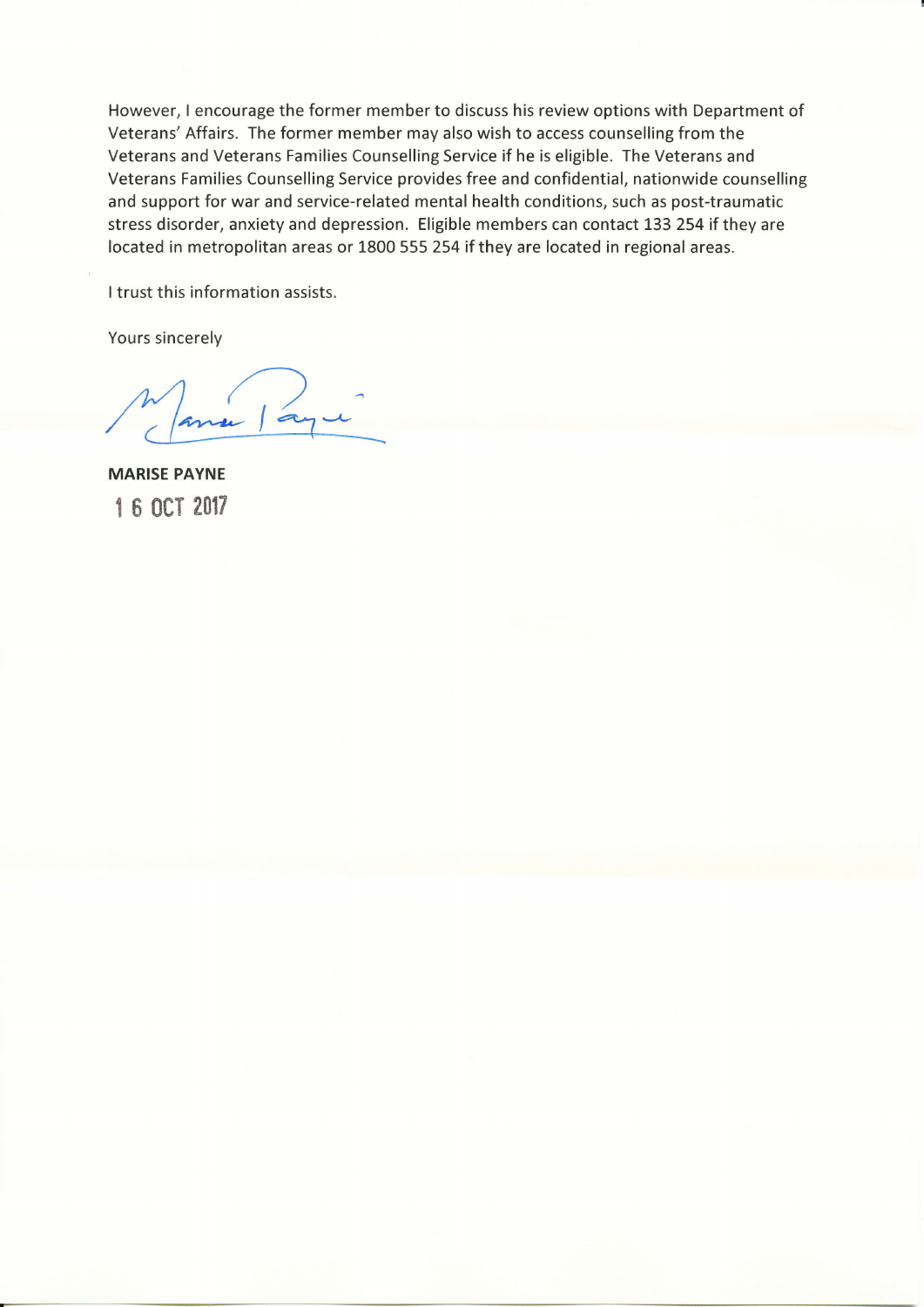However, I encourage the former member to discuss his review options with Department of Veterans' Affairs. The former member may also wish to access counselling from the Veterans and Veterans Families Counselling Service if he is eligible. The Veterans and Veterans Families Counselling Service provides free and confidential, nationwide counselling and support for war and service-related mental health conditions, such as post-traumatic stress disorder, anxiety and depression. Eligible members can contact 133 254 if they are located in metropolitan areas or 1800 555 254 if they are located in regional areas.

I trust this information assists.

Yours sincerely

**MARISE PAYNE**

16 OCT 2017